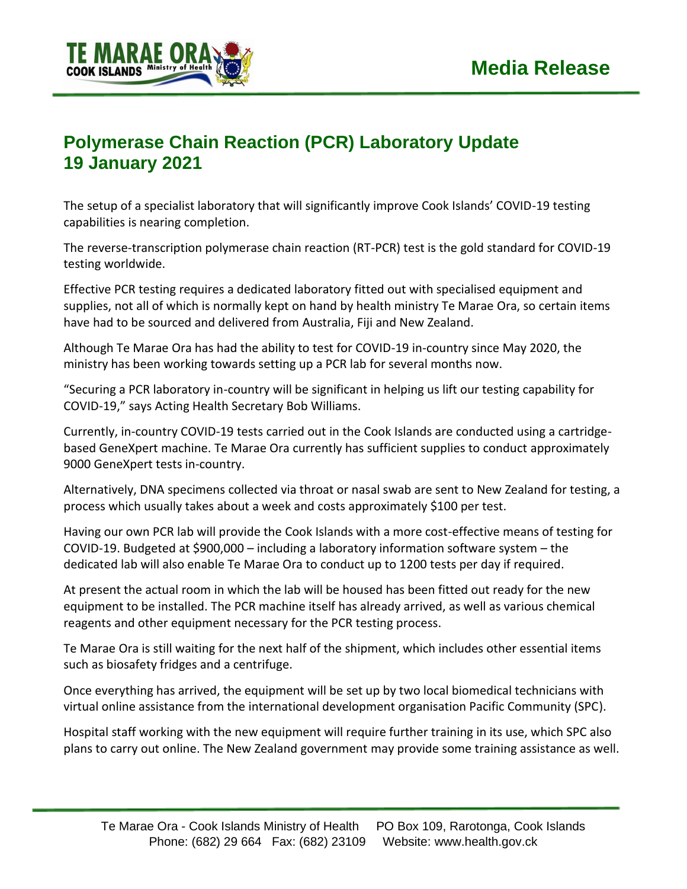**Media Release**

# Polymerase Chain Reaction (PCR) Laboratory Update
## 19 January 2021

The setup of a specialist laboratory that will significantly improve Cook Islands' COVID-19 testing capabilities is nearing completion.

The reverse-transcription polymerase chain reaction (RT-PCR) test is the gold standard for COVID-19 testing worldwide.

Effective PCR testing requires a dedicated laboratory fitted out with specialised equipment and supplies, not all of which is normally kept on hand by health ministry Te Marae Ora, so certain items have had to be sourced and delivered from Australia, Fiji and New Zealand.

Although Te Marae Ora has had the ability to test for COVID-19 in-country since May 2020, the ministry has been working towards setting up a PCR lab for several months now.

"Securing a PCR laboratory in-country will be significant in helping us lift our testing capability for COVID-19," says Acting Health Secretary Bob Williams.

Currently, in-country COVID-19 tests carried out in the Cook Islands are conducted using a cartridge-based GeneXpert machine. Te Marae Ora currently has sufficient supplies to conduct approximately 9000 GeneXpert tests in-country.

Alternatively, DNA specimens collected via throat or nasal swab are sent to New Zealand for testing, a process which usually takes about a week and costs approximately $100 per test.

Having our own PCR lab will provide the Cook Islands with a more cost-effective means of testing for COVID-19. Budgeted at $900,000 – including a laboratory information software system – the dedicated lab will also enable Te Marae Ora to conduct up to 1200 tests per day if required.

At present the actual room in which the lab will be housed has been fitted out ready for the new equipment to be installed. The PCR machine itself has already arrived, as well as various chemical reagents and other equipment necessary for the PCR testing process.

Te Marae Ora is still waiting for the next half of the shipment, which includes other essential items such as biosafety fridges and a centrifuge.

Once everything has arrived, the equipment will be set up by two local biomedical technicians with virtual online assistance from the international development organisation Pacific Community (SPC).

Hospital staff working with the new equipment will require further training in its use, which SPC also plans to carry out online. The New Zealand government may provide some training assistance as well.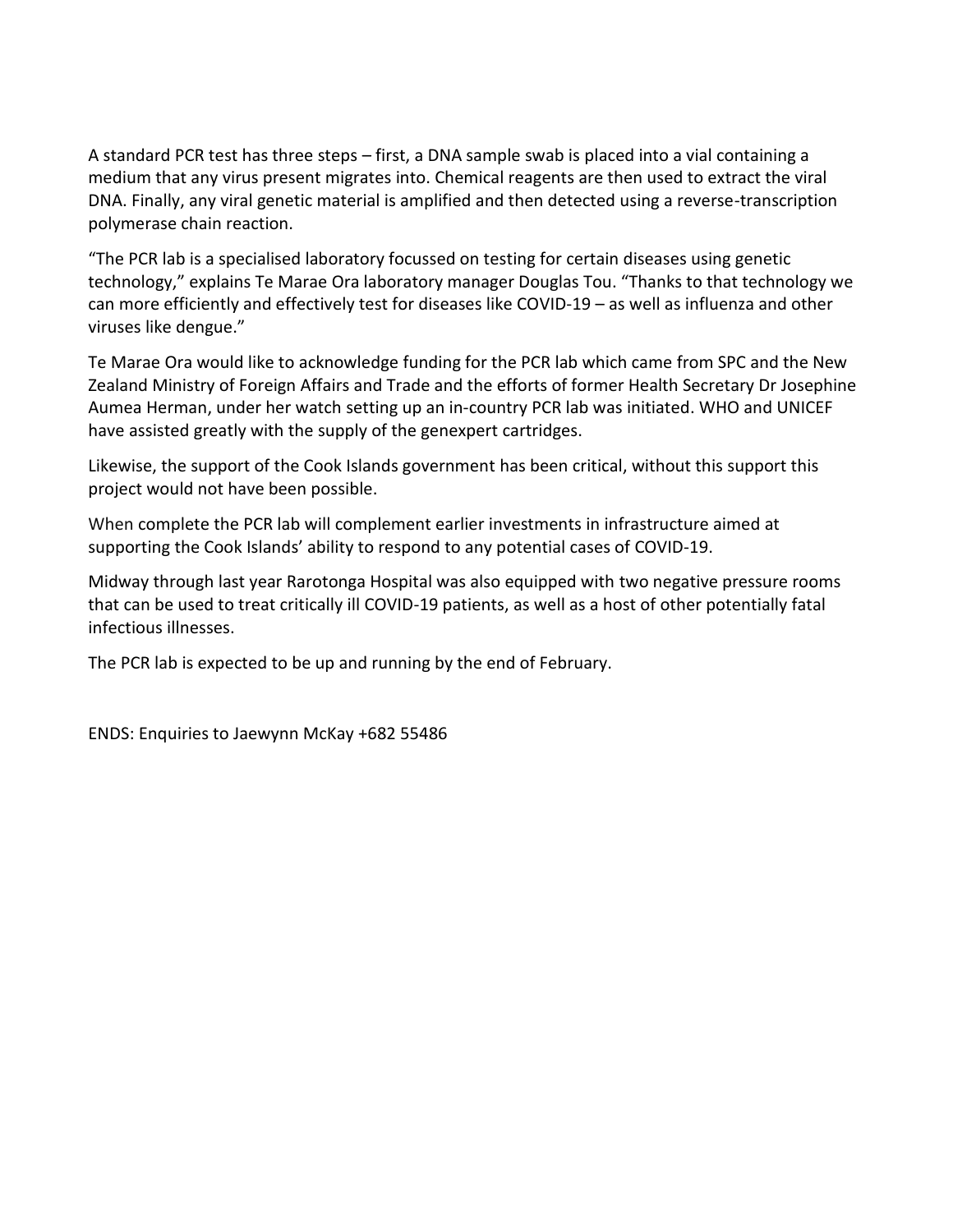A standard PCR test has three steps – first, a DNA sample swab is placed into a vial containing a medium that any virus present migrates into. Chemical reagents are then used to extract the viral DNA. Finally, any viral genetic material is amplified and then detected using a reverse-transcription polymerase chain reaction.

"The PCR lab is a specialised laboratory focussed on testing for certain diseases using genetic technology," explains Te Marae Ora laboratory manager Douglas Tou. "Thanks to that technology we can more efficiently and effectively test for diseases like COVID-19 – as well as influenza and other viruses like dengue."

Te Marae Ora would like to acknowledge funding for the PCR lab which came from SPC and the New Zealand Ministry of Foreign Affairs and Trade and the efforts of former Health Secretary Dr Josephine Aumea Herman, under her watch setting up an in-country PCR lab was initiated. WHO and UNICEF have assisted greatly with the supply of the genexpert cartridges.

Likewise, the support of the Cook Islands government has been critical, without this support this project would not have been possible.

When complete the PCR lab will complement earlier investments in infrastructure aimed at supporting the Cook Islands' ability to respond to any potential cases of COVID-19.

Midway through last year Rarotonga Hospital was also equipped with two negative pressure rooms that can be used to treat critically ill COVID-19 patients, as well as a host of other potentially fatal infectious illnesses.

The PCR lab is expected to be up and running by the end of February.

ENDS: Enquiries to Jaewynn McKay +682 55486